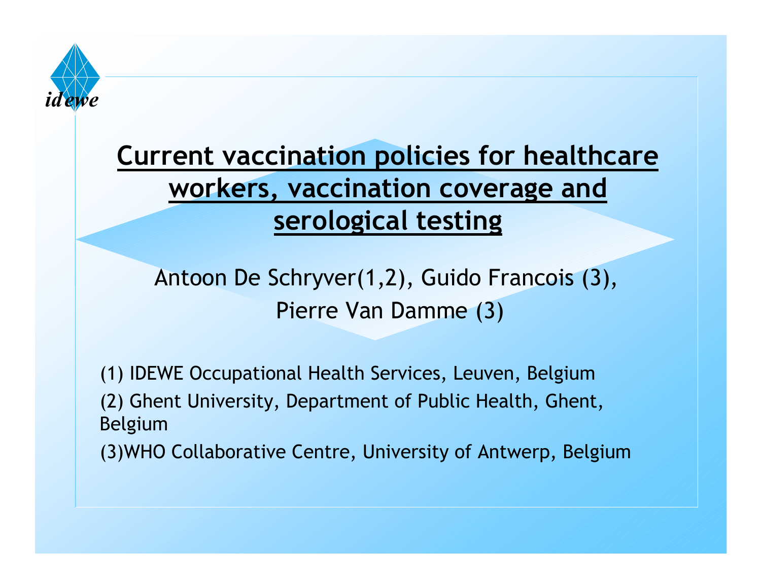# Current vaccination policies for healthcare workers, vaccination coverage and serological testing

Antoon De Schryver(1,2), Guido Francois (3), Pierre Van Damme (3)

(1) IDEWE Occupational Health Services, Leuven, Belgium

(2) Ghent University, Department of Public Health, Ghent, Belgium

(3)WHO Collaborative Centre, University of Antwerp, Belgium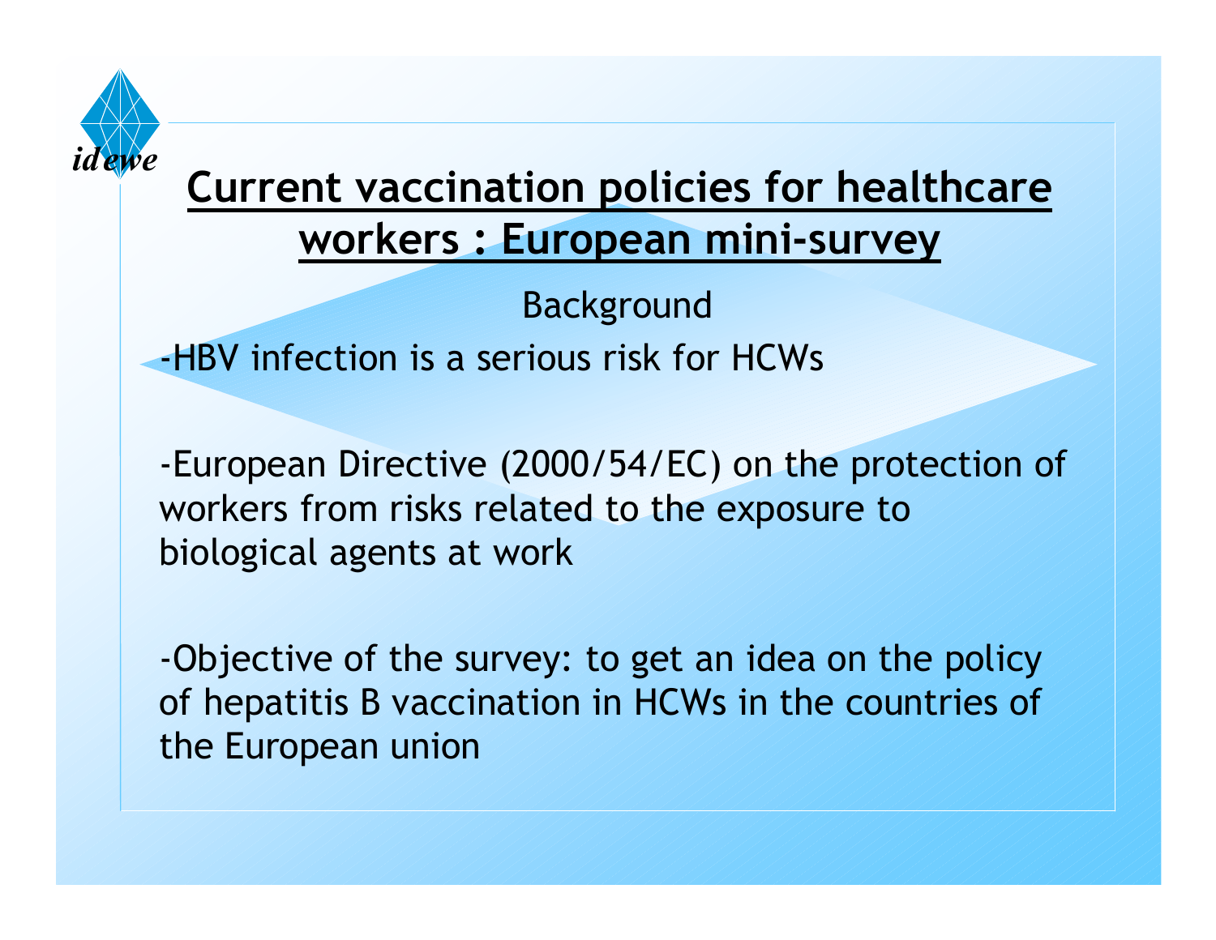# Current vaccination policies for healthcare workers : European mini-survey

Background

-HBV infection is a serious risk for HCWs

-European Directive (2000/54/EC) on the protection of workers from risks related to the exposure to biological agents at work

-Objective of the survey: to get an idea on the policy of hepatitis B vaccination in HCWs in the countries of the European union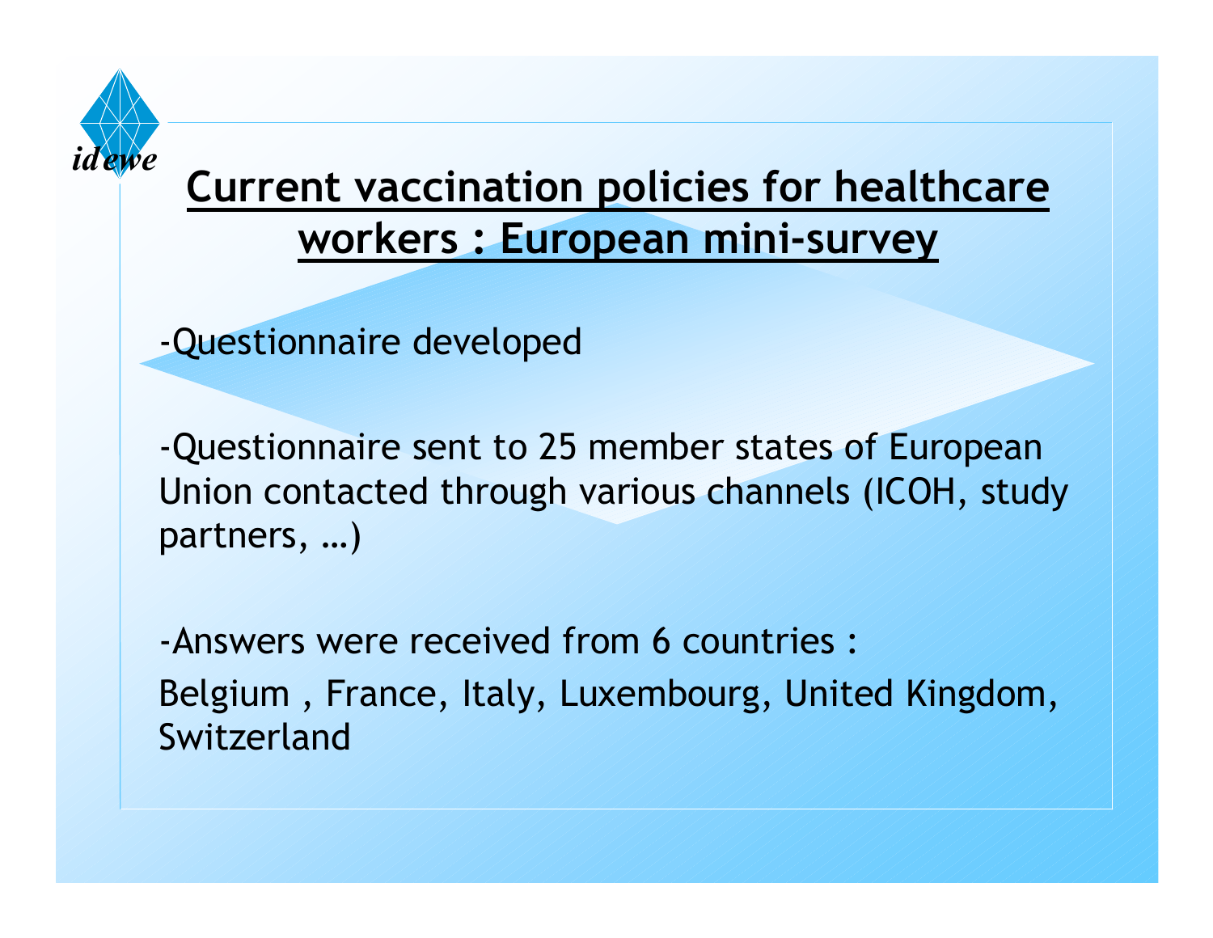## Current vaccination policies for healthcare workers : European mini-survey

-Questionnaire developed

-Questionnaire sent to 25 member states of European Union contacted through various channels (ICOH, study partners, …)

-Answers were received from 6 countries :

Belgium , France, Italy, Luxembourg, United Kingdom, Switzerland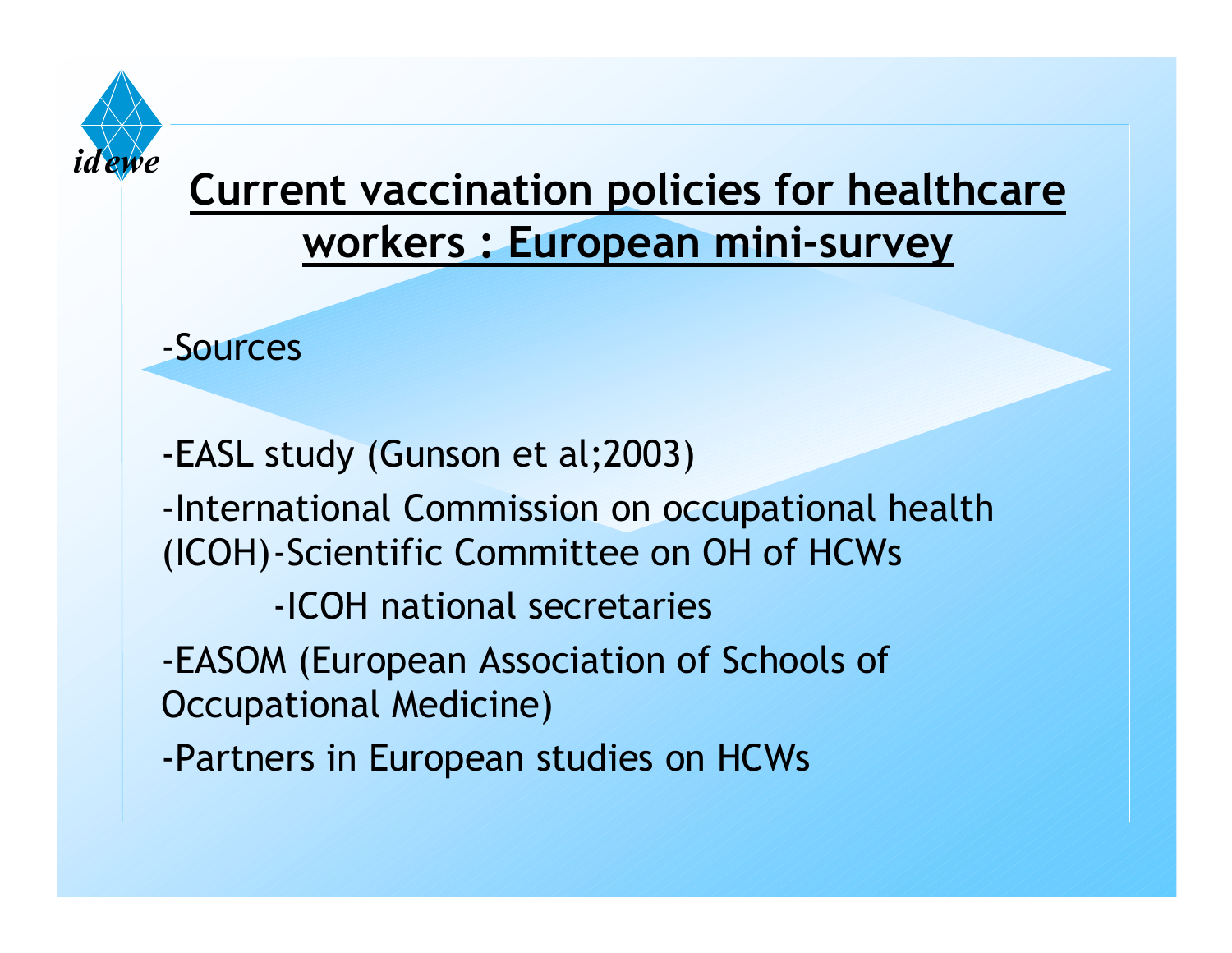# Current vaccination policies for healthcare workers : European mini-survey

-Sources

-EASL study (Gunson et al;2003)

-International Commission on occupational health (ICOH)-Scientific Committee on OH of HCWs

-ICOH national secretaries

-EASOM (European Association of Schools of Occupational Medicine)

-Partners in European studies on HCWs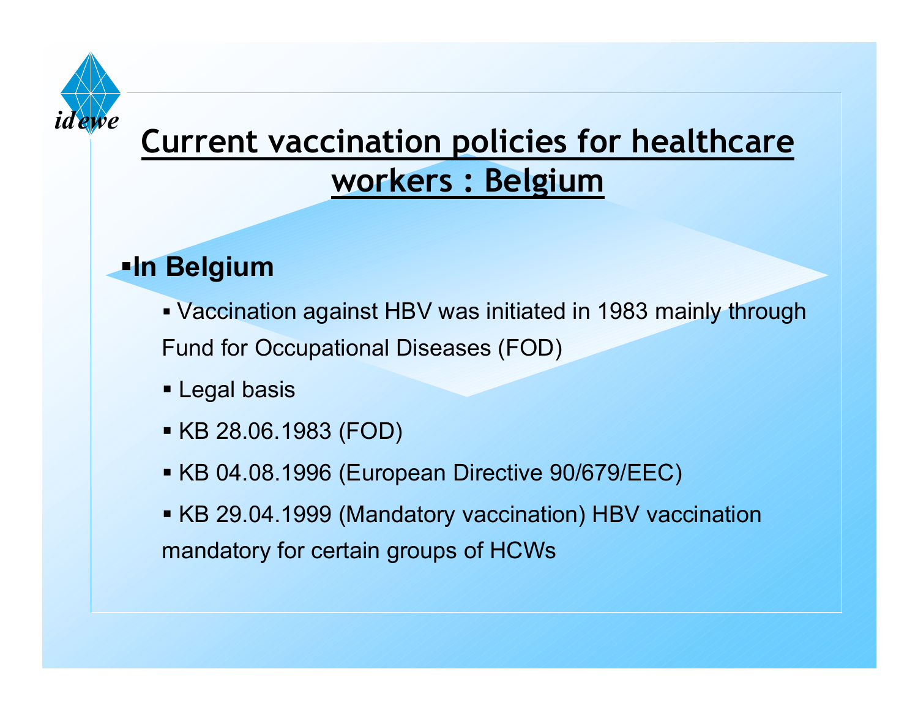# Current vaccination policies for healthcare workers : Belgium

- **In Belgium**
  - Vaccination against HBV was initiated in 1983 mainly through Fund for Occupational Diseases (FOD)
  - Legal basis
  - KB 28.06.1983 (FOD)
  - KB 04.08.1996 (European Directive 90/679/EEC)
  - KB 29.04.1999 (Mandatory vaccination) HBV vaccination mandatory for certain groups of HCWs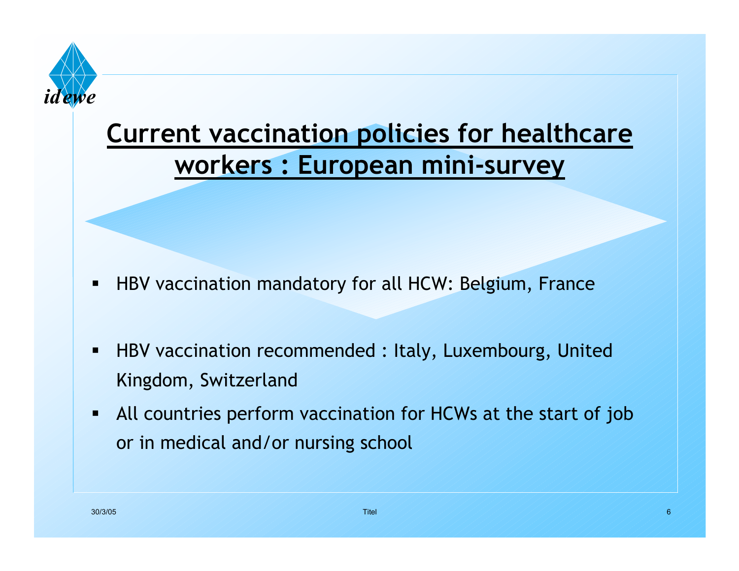# Current vaccination policies for healthcare workers : European mini-survey

- HBV vaccination mandatory for all HCW: Belgium, France
- HBV vaccination recommended : Italy, Luxembourg, United Kingdom, Switzerland
- All countries perform vaccination for HCWs at the start of job or in medical and/or nursing school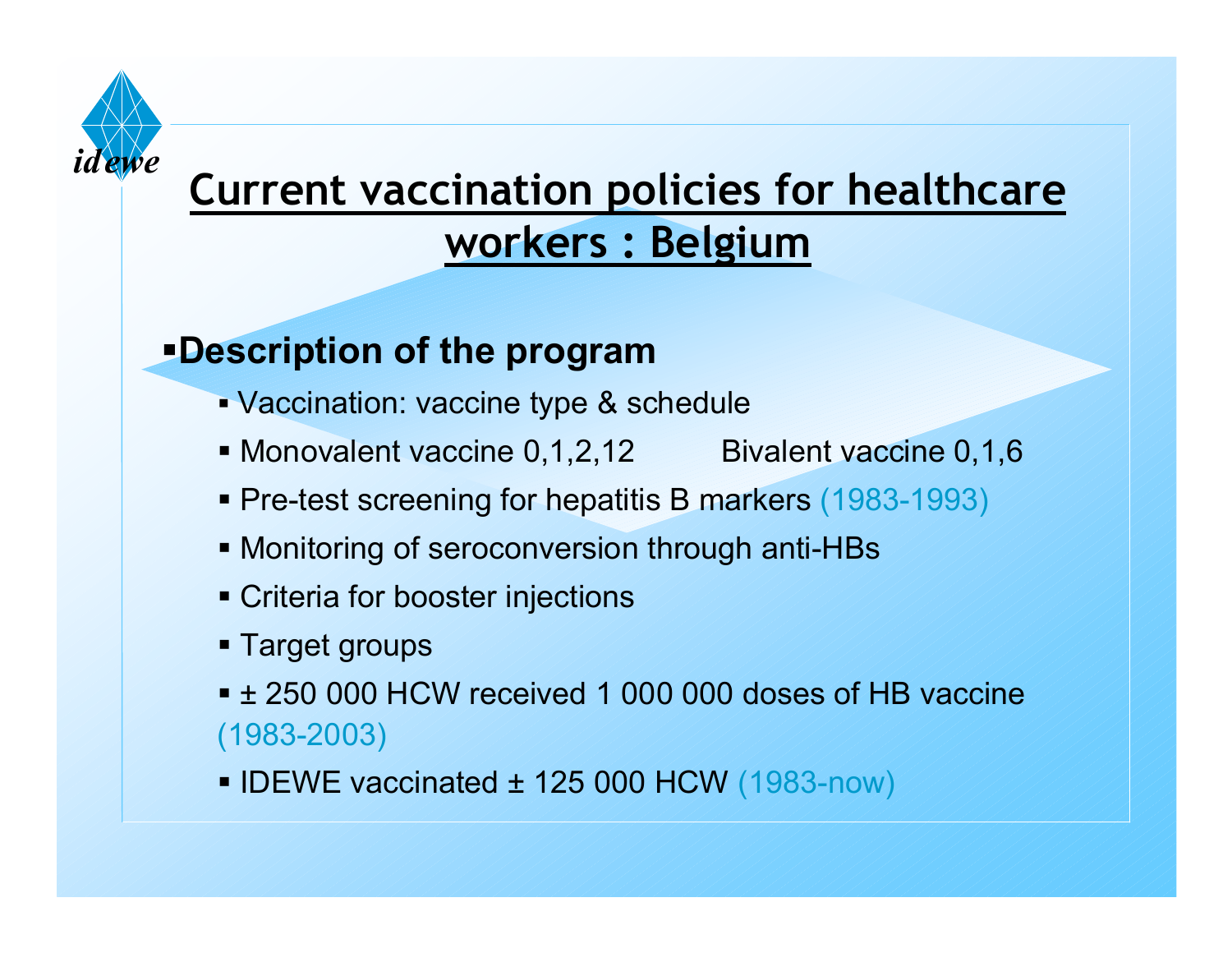# Current vaccination policies for healthcare workers : Belgium

- **Description of the program**
  - Vaccination: vaccine type & schedule
  - Monovalent vaccine 0,1,2,12 Bivalent vaccine 0,1,6
  - Pre-test screening for hepatitis B markers (1983-1993)
  - Monitoring of seroconversion through anti-HBs
  - Criteria for booster injections
  - Target groups
  - ± 250 000 HCW received 1 000 000 doses of HB vaccine (1983-2003)
  - IDEWE vaccinated ± 125 000 HCW (1983-now)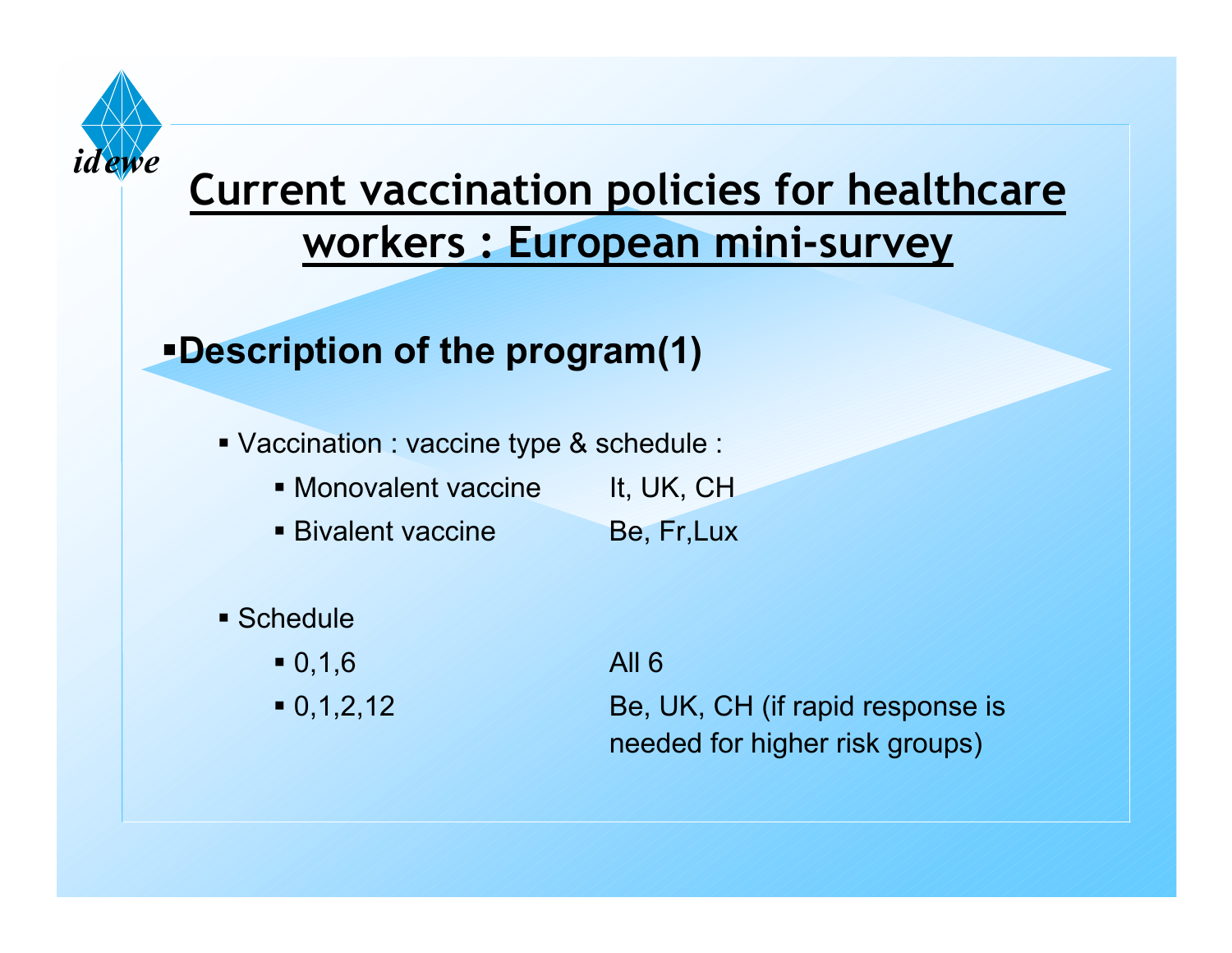# Current vaccination policies for healthcare workers : European mini-survey

## Description of the program(1)

- Vaccination : vaccine type & schedule :
  - Monovalent vaccine — It, UK, CH
  - Bivalent vaccine — Be, Fr,Lux

- Schedule
  - 0,1,6 — All 6
  - 0,1,2,12 — Be, UK, CH (if rapid response is needed for higher risk groups)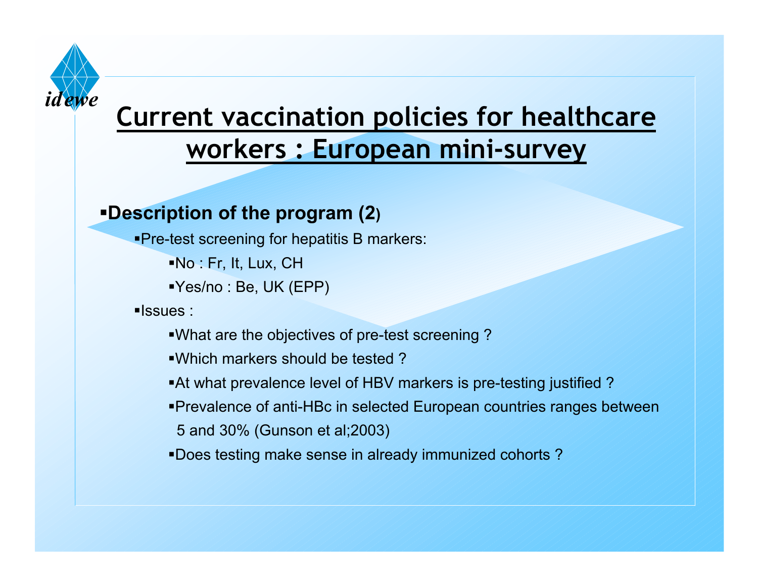# Current vaccination policies for healthcare workers : European mini-survey

- **Description of the program (2)**
  - Pre-test screening for hepatitis B markers:
    - No : Fr, It, Lux, CH
    - Yes/no : Be, UK (EPP)
  - Issues :
    - What are the objectives of pre-test screening ?
    - Which markers should be tested ?
    - At what prevalence level of HBV markers is pre-testing justified ?
    - Prevalence of anti-HBc in selected European countries ranges between 5 and 30% (Gunson et al;2003)
    - Does testing make sense in already immunized cohorts ?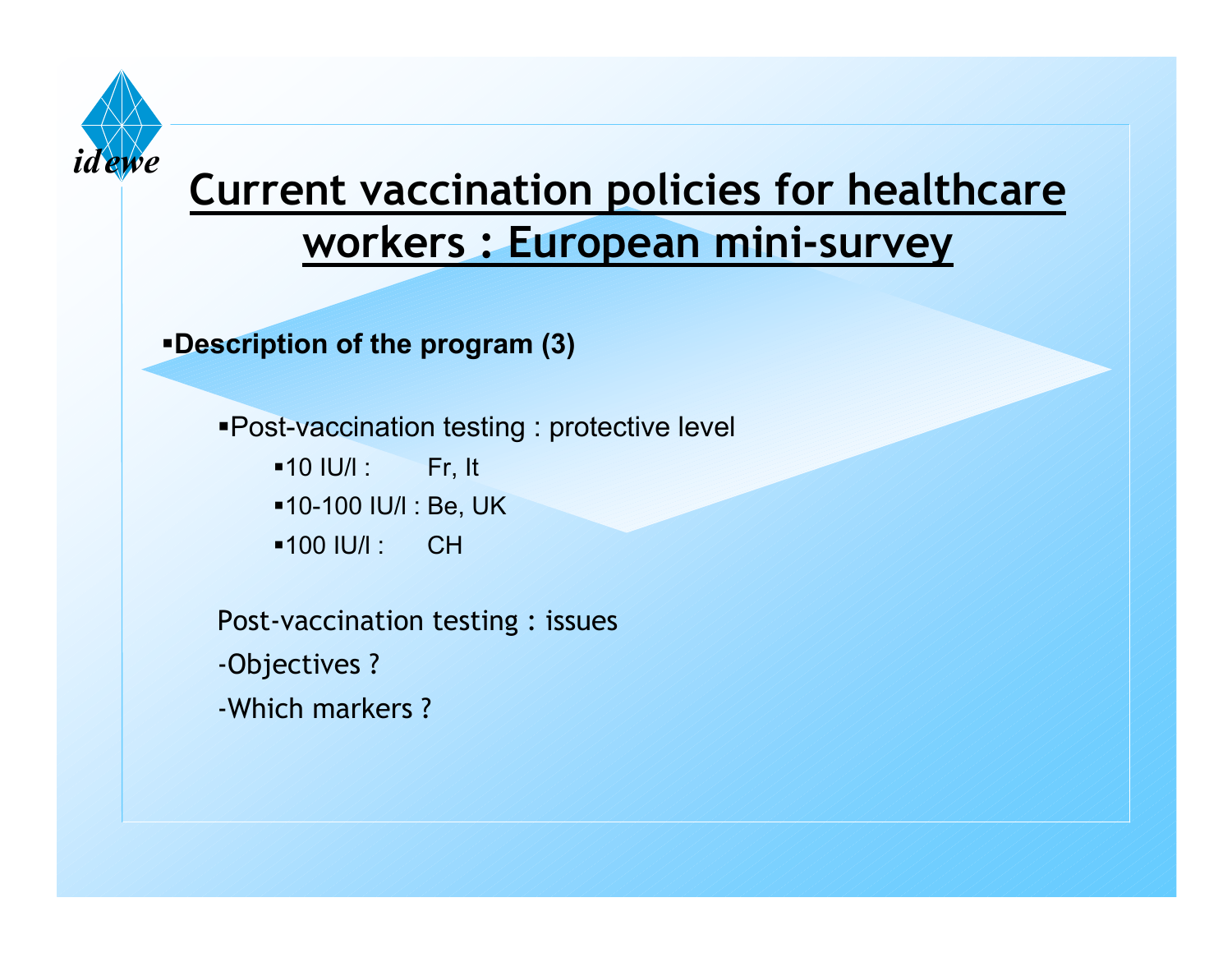# Current vaccination policies for healthcare workers : European mini-survey

- **Description of the program (3)**

  - Post-vaccination testing : protective level
    - 10 IU/l : Fr, It
    - 10-100 IU/l : Be, UK
    - 100 IU/l : CH

Post-vaccination testing : issues

-Objectives ?

-Which markers ?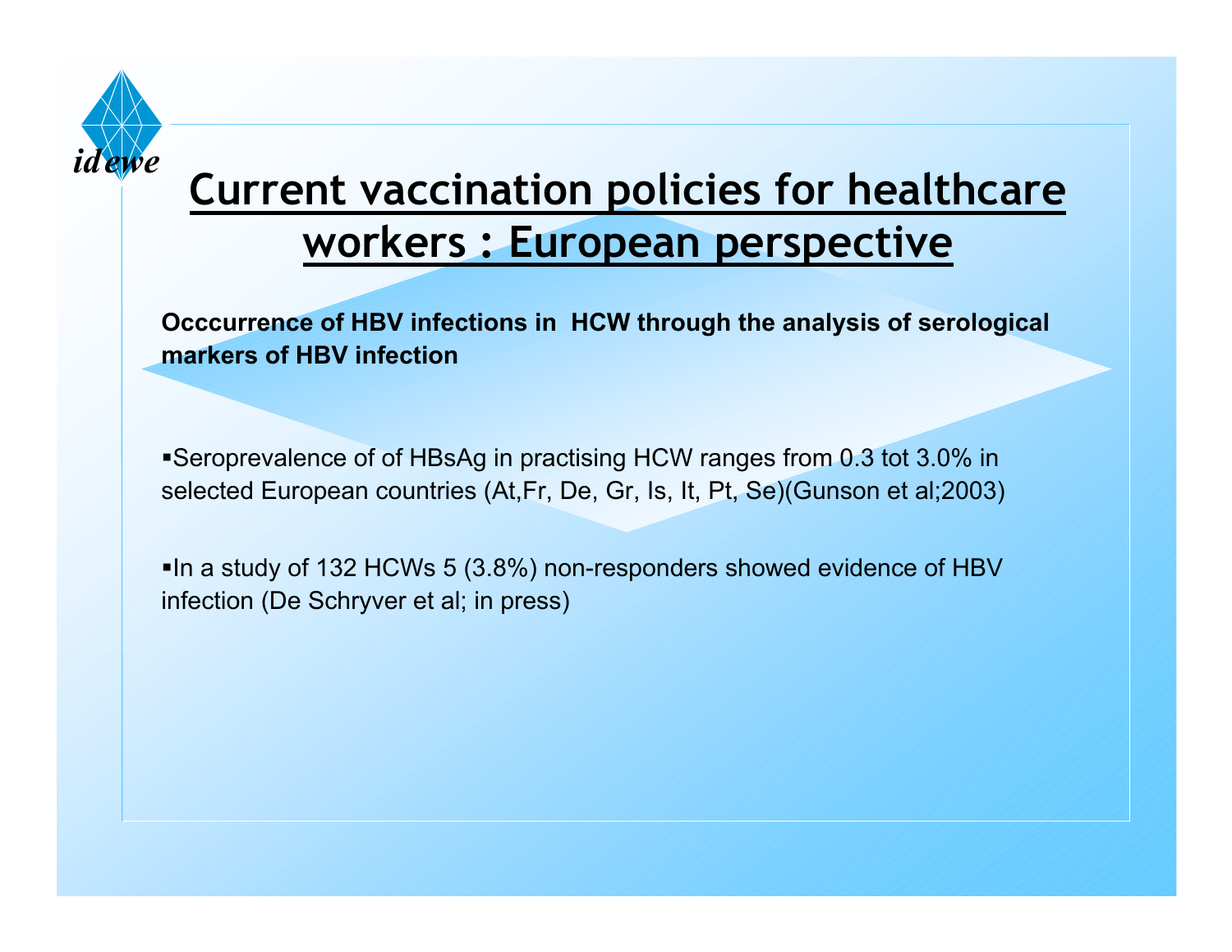# Current vaccination policies for healthcare workers : European perspective

**Occcurrence of HBV infections in HCW through the analysis of serological markers of HBV infection**

- Seroprevalence of of HBsAg in practising HCW ranges from 0.3 tot 3.0% in selected European countries (At,Fr, De, Gr, Is, It, Pt, Se)(Gunson et al;2003)

- In a study of 132 HCWs 5 (3.8%) non-responders showed evidence of HBV infection (De Schryver et al; in press)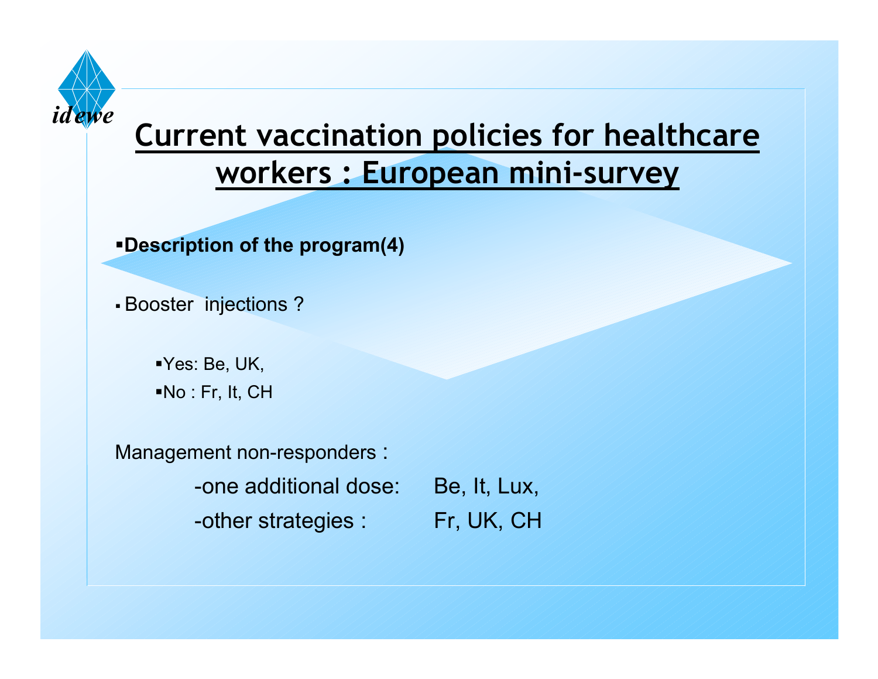# Current vaccination policies for healthcare workers : European mini-survey

- **Description of the program(4)**

- Booster injections ?

  - Yes: Be, UK,
  - No : Fr, It, CH

Management non-responders :

- one additional dose: Be, It, Lux,
- other strategies : Fr, UK, CH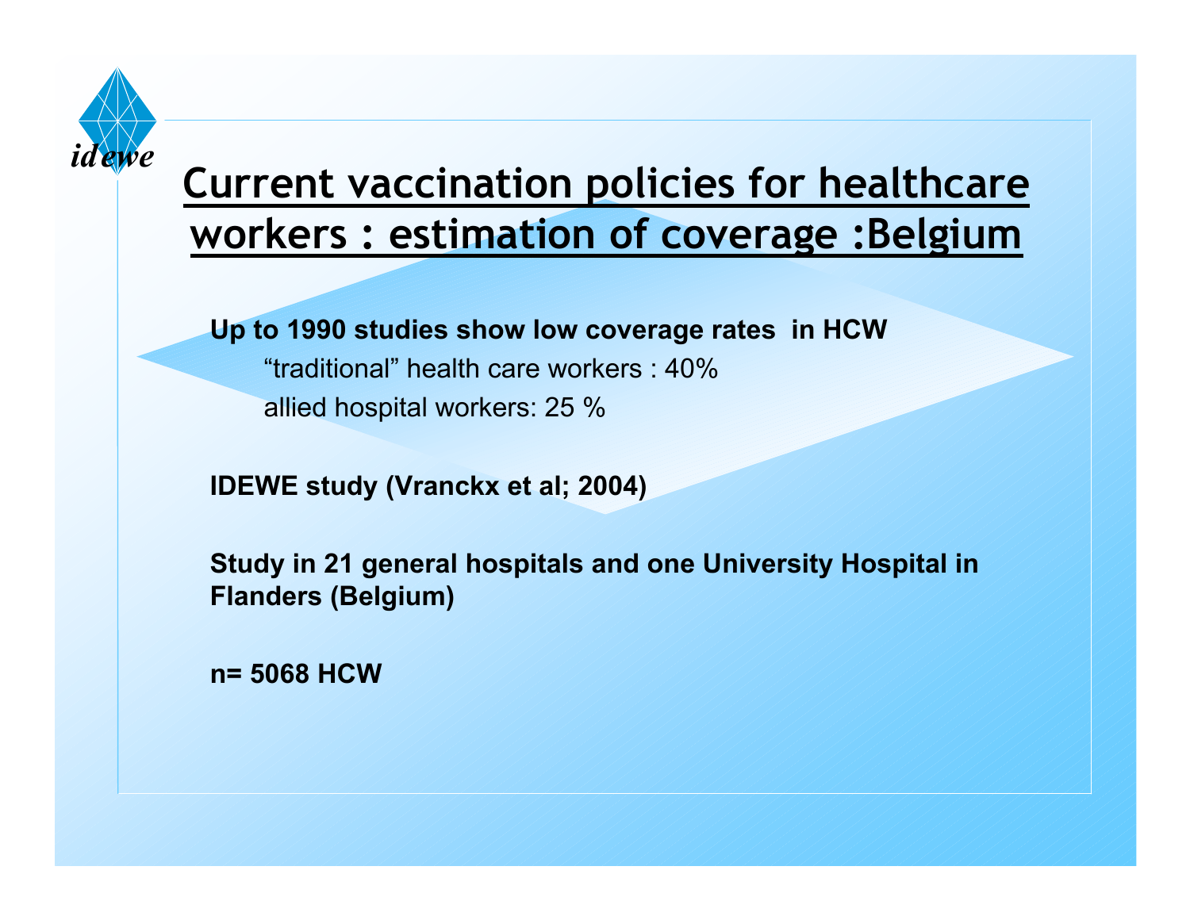# Current vaccination policies for healthcare workers : estimation of coverage :Belgium

**Up to 1990 studies show low coverage rates in HCW**

- “traditional” health care workers : 40%
- allied hospital workers: 25 %

**IDEWE study (Vranckx et al; 2004)**

**Study in 21 general hospitals and one University Hospital in Flanders (Belgium)**

**n= 5068 HCW**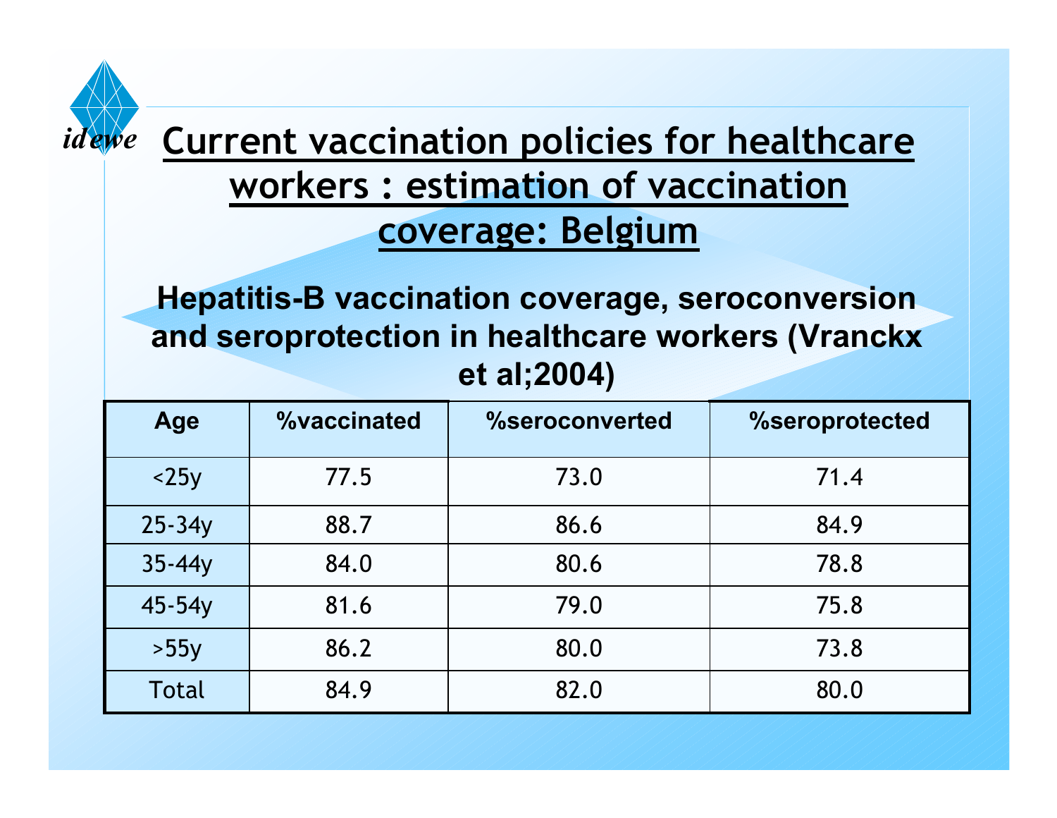# Current vaccination policies for healthcare workers : estimation of vaccination coverage: Belgium

**Hepatitis-B vaccination coverage, seroconversion and seroprotection in healthcare workers (Vranckx et al;2004)**

| Age | %vaccinated | %seroconverted | %seroprotected |
|---|---|---|---|
| <25y | 77.5 | 73.0 | 71.4 |
| 25-34y | 88.7 | 86.6 | 84.9 |
| 35-44y | 84.0 | 80.6 | 78.8 |
| 45-54y | 81.6 | 79.0 | 75.8 |
| >55y | 86.2 | 80.0 | 73.8 |
| Total | 84.9 | 82.0 | 80.0 |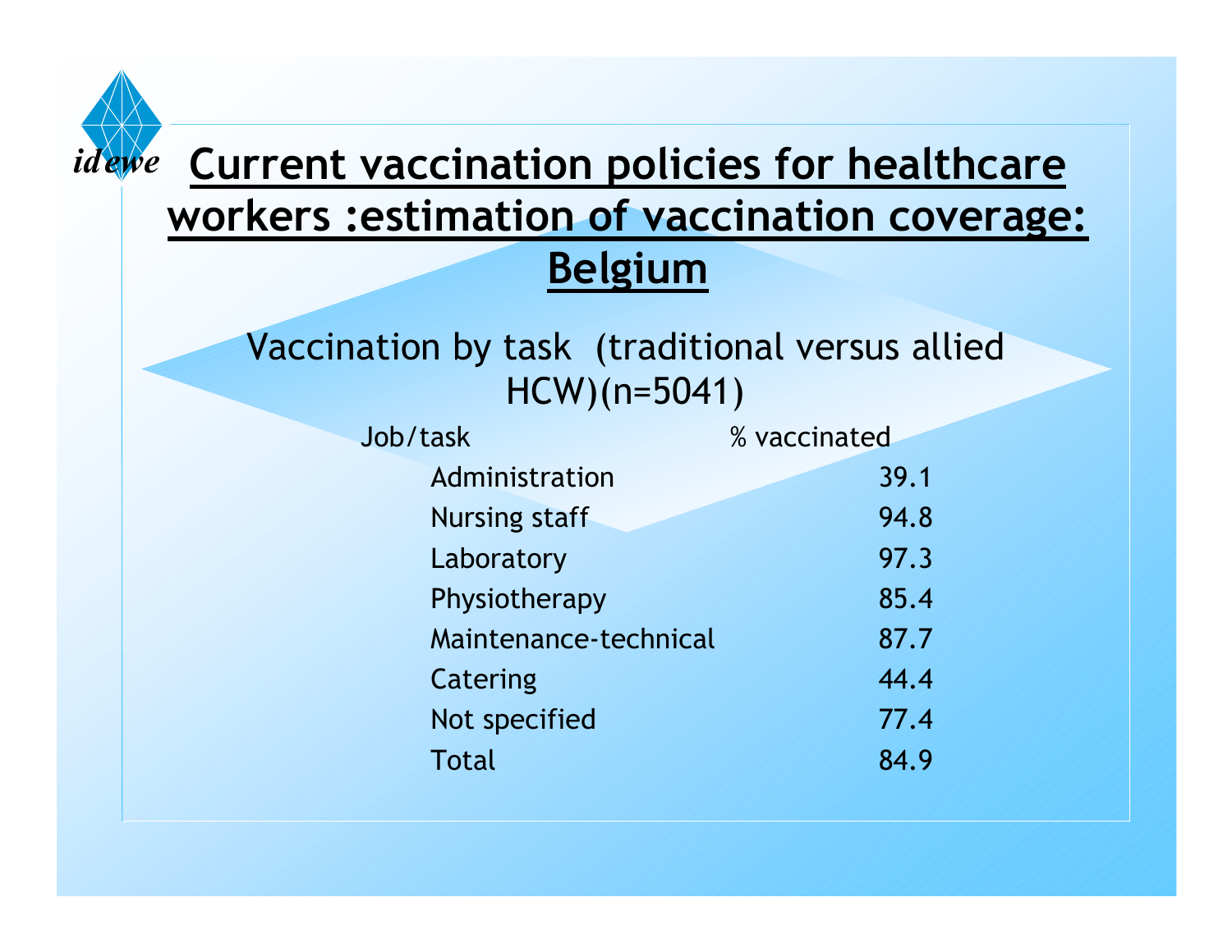# Current vaccination policies for healthcare workers :estimation of vaccination coverage: Belgium

Vaccination by task (traditional versus allied HCW)(n=5041)

| Job/task | % vaccinated |
|---|---|
| Administration | 39.1 |
| Nursing staff | 94.8 |
| Laboratory | 97.3 |
| Physiotherapy | 85.4 |
| Maintenance-technical | 87.7 |
| Catering | 44.4 |
| Not specified | 77.4 |
| Total | 84.9 |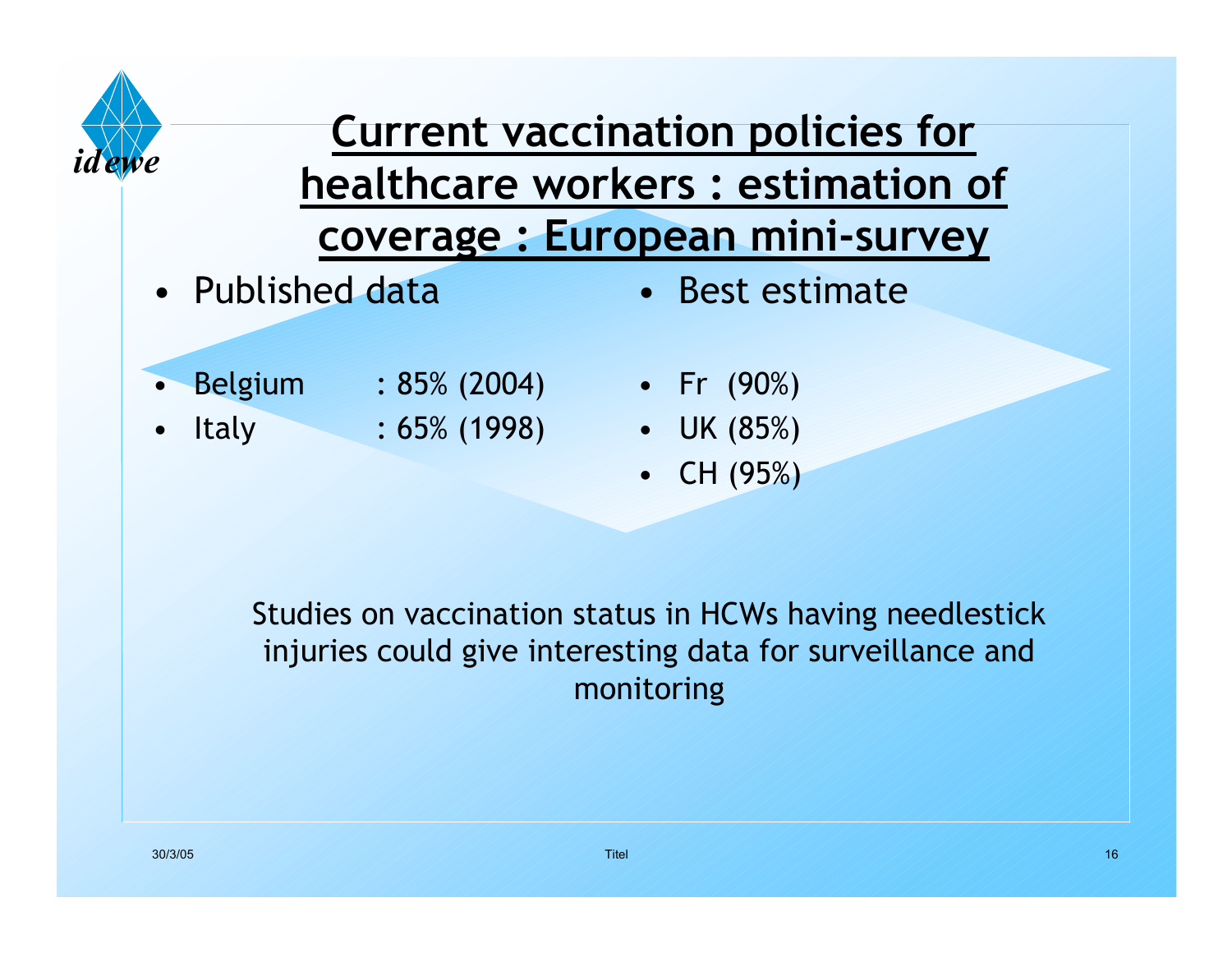# Current vaccination policies for healthcare workers : estimation of coverage : European mini-survey

- Published data
  - Belgium : 85% (2004)
  - Italy : 65% (1998)

- Best estimate
  - Fr (90%)
  - UK (85%)
  - CH (95%)

Studies on vaccination status in HCWs having needlestick injuries could give interesting data for surveillance and monitoring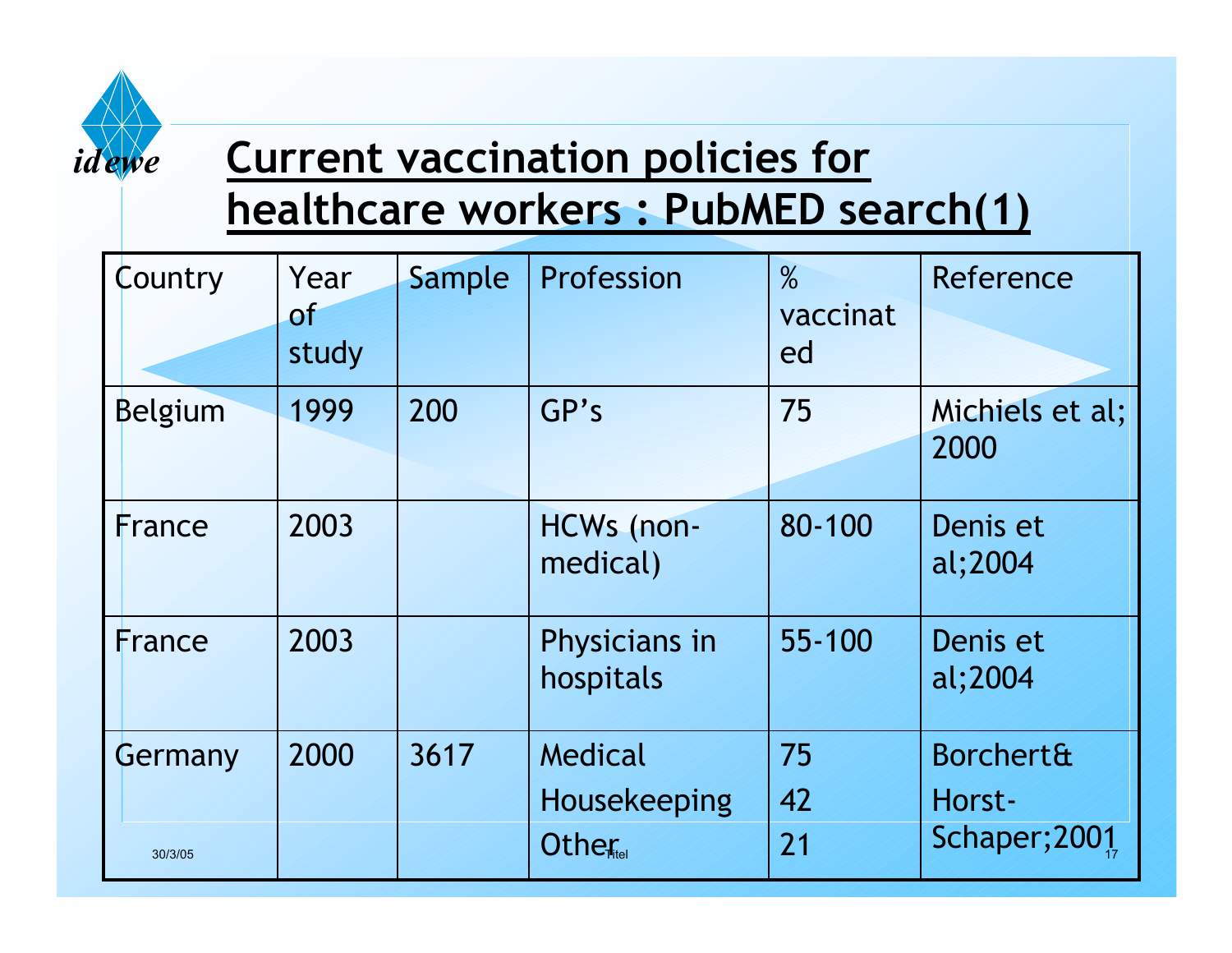# Current vaccination policies for healthcare workers : PubMED search(1)

| Country | Year of study | Sample | Profession | % vaccinated | Reference |
|---|---|---|---|---|---|
| Belgium | 1999 | 200 | GP's | 75 | Michiels et al; 2000 |
| France | 2003 | | HCWs (non-medical) | 80-100 | Denis et al;2004 |
| France | 2003 | | Physicians in hospitals | 55-100 | Denis et al;2004 |
| Germany | 2000 | 3617 | Medical<br>Housekeeping<br>Other | 75<br>42<br>21 | Borchert& Horst-Schaper;2001 |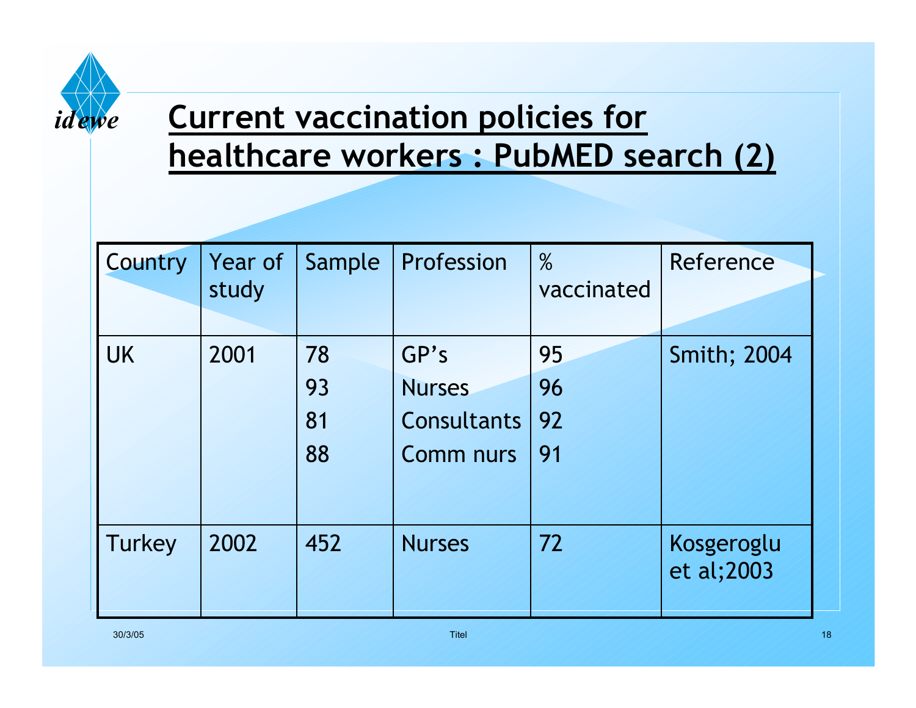# Current vaccination policies for healthcare workers : PubMED search (2)

| Country | Year of study | Sample | Profession | % vaccinated | Reference |
|---|---|---|---|---|---|
| UK | 2001 | 78<br>93<br>81<br>88 | GP's<br>Nurses<br>Consultants<br>Comm nurs | 95<br>96<br>92<br>91 | Smith; 2004 |
| Turkey | 2002 | 452 | Nurses | 72 | Kosgeroglu et al;2003 |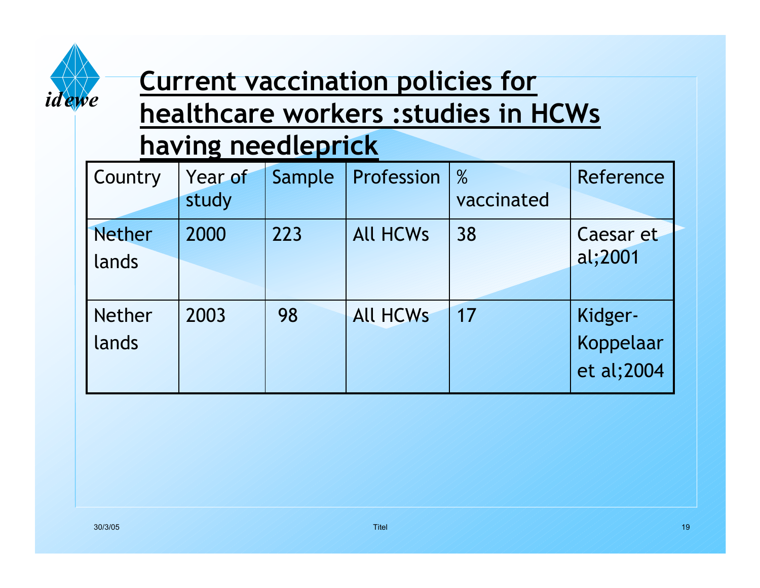# Current vaccination policies for healthcare workers :studies in HCWs having needleprick

| Country | Year of study | Sample | Profession | % vaccinated | Reference |
|---|---|---|---|---|---|
| Nether lands | 2000 | 223 | All HCWs | 38 | Caesar et al;2001 |
| Nether lands | 2003 | 98 | All HCWs | 17 | Kidger-Koppelaar et al;2004 |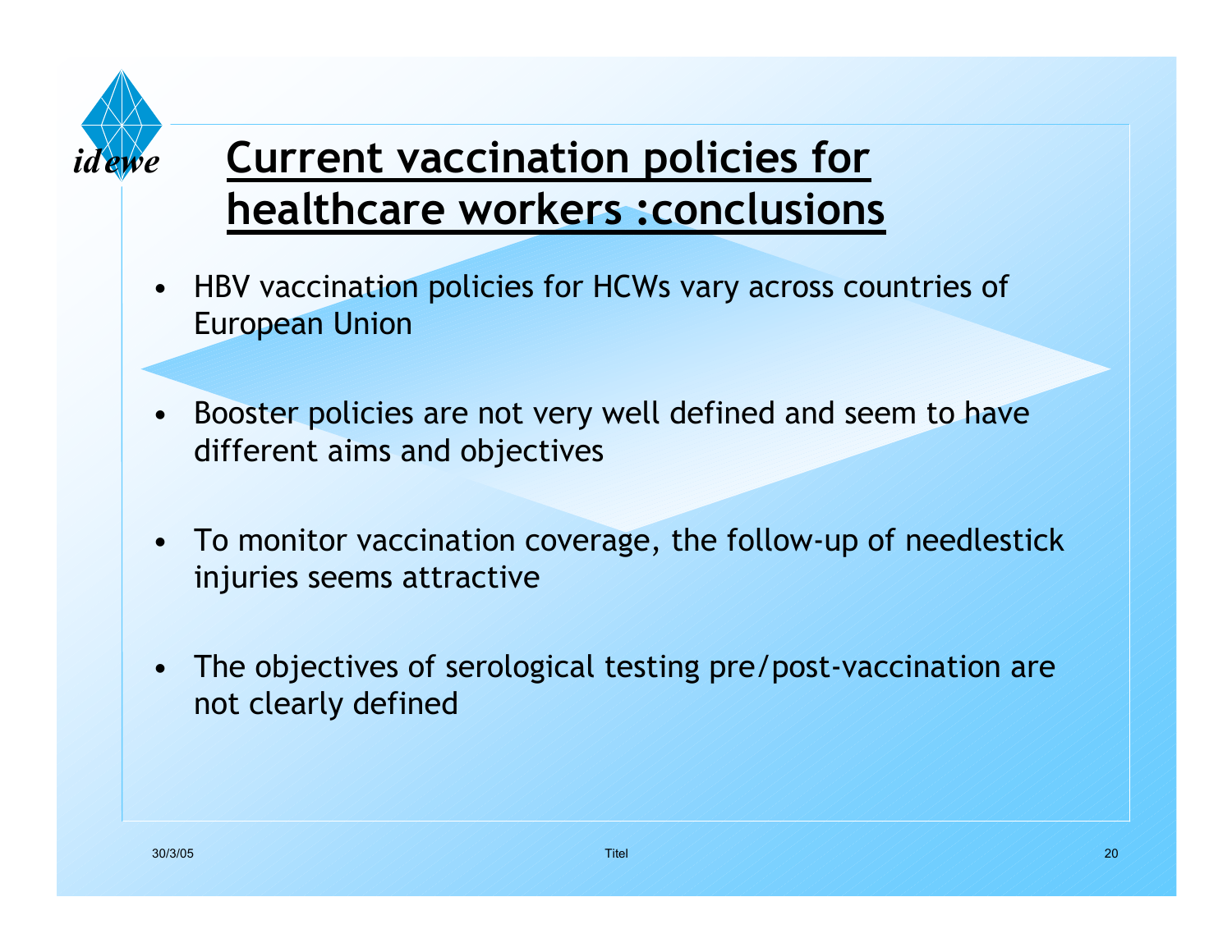# Current vaccination policies for healthcare workers :conclusions

- HBV vaccination policies for HCWs vary across countries of European Union
- Booster policies are not very well defined and seem to have different aims and objectives
- To monitor vaccination coverage, the follow-up of needlestick injuries seems attractive
- The objectives of serological testing pre/post-vaccination are not clearly defined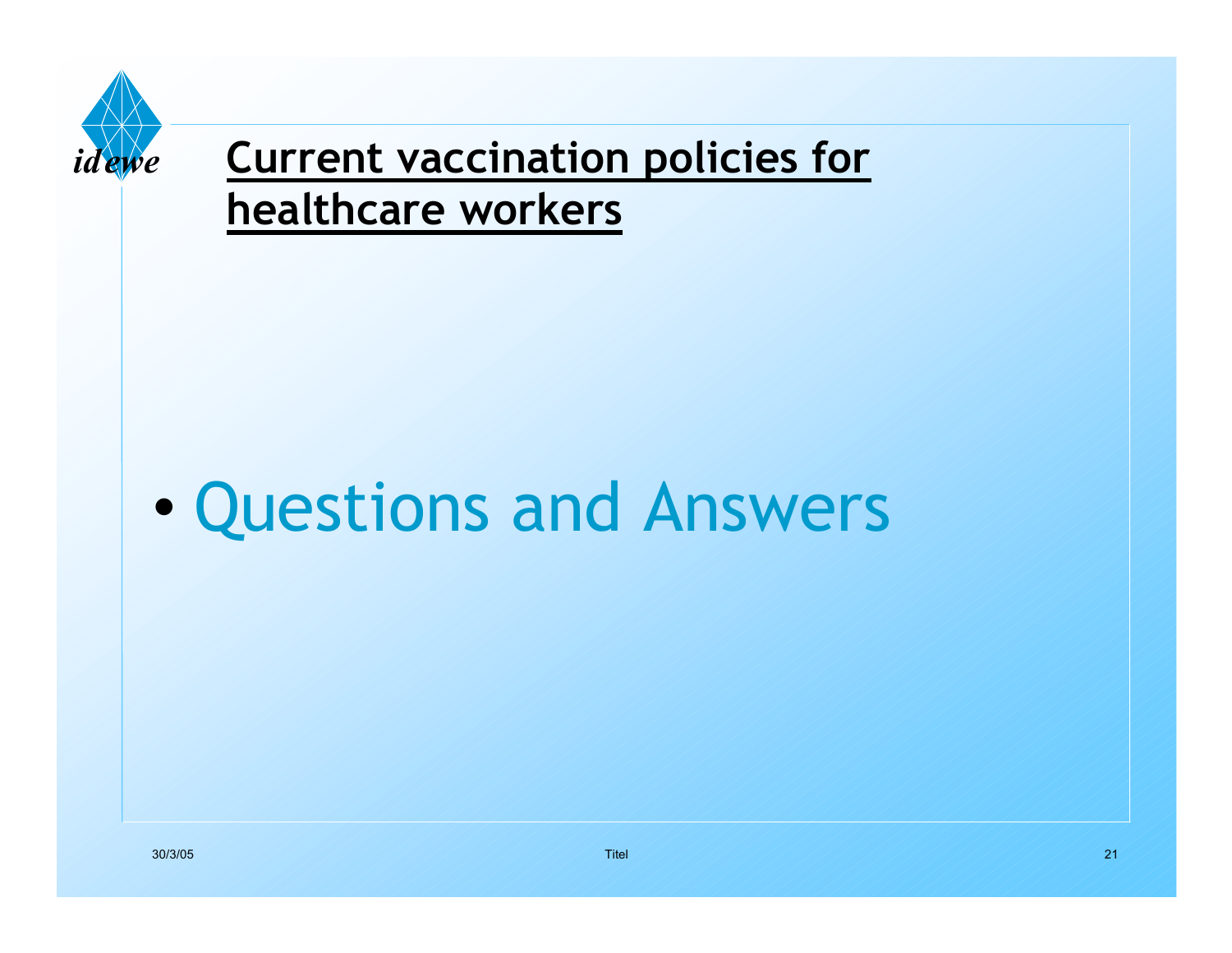# Current vaccination policies for healthcare workers

- Questions and Answers